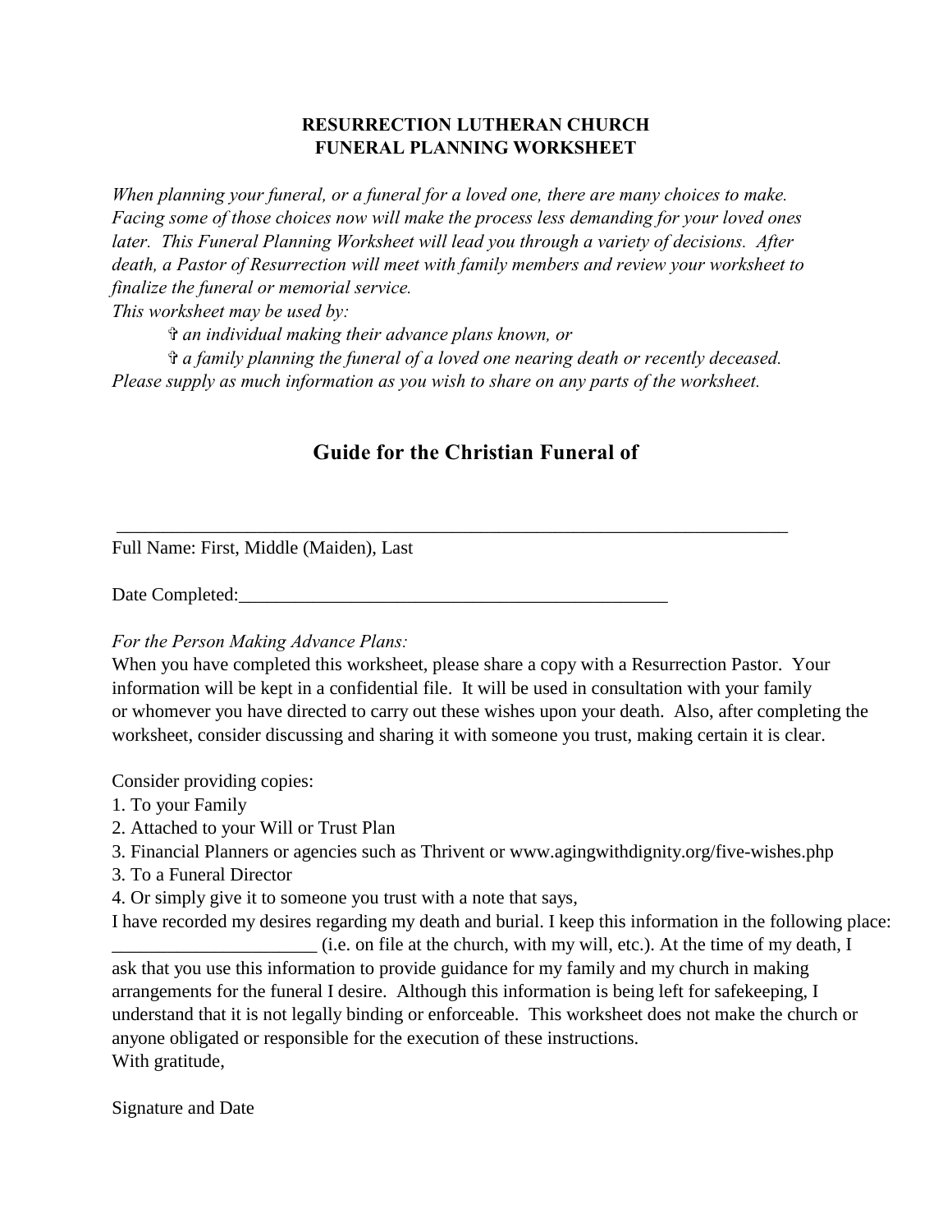**RESURRECTION LUTHERAN CHURCH**
**FUNERAL PLANNING WORKSHEET**

*When planning your funeral, or a funeral for a loved one, there are many choices to make. Facing some of those choices now will make the process less demanding for your loved ones later. This Funeral Planning Worksheet will lead you through a variety of decisions. After death, a Pastor of Resurrection will meet with family members and review your worksheet to finalize the funeral or memorial service.*

*This worksheet may be used by:*

- ✞ *an individual making their advance plans known, or*
- ✞ *a family planning the funeral of a loved one nearing death or recently deceased.*

*Please supply as much information as you wish to share on any parts of the worksheet.*

## Guide for the Christian Funeral of

_____________________________________________________________________________

Full Name: First, Middle (Maiden), Last

Date Completed:_______________________________________________

*For the Person Making Advance Plans:*

When you have completed this worksheet, please share a copy with a Resurrection Pastor. Your information will be kept in a confidential file. It will be used in consultation with your family or whomever you have directed to carry out these wishes upon your death. Also, after completing the worksheet, consider discussing and sharing it with someone you trust, making certain it is clear.

Consider providing copies:

1. To your Family
2. Attached to your Will or Trust Plan
3. Financial Planners or agencies such as Thrivent or www.agingwithdignity.org/five-wishes.php
3. To a Funeral Director
4. Or simply give it to someone you trust with a note that says,

I have recorded my desires regarding my death and burial. I keep this information in the following place: _____________________ (i.e. on file at the church, with my will, etc.). At the time of my death, I ask that you use this information to provide guidance for my family and my church in making arrangements for the funeral I desire. Although this information is being left for safekeeping, I understand that it is not legally binding or enforceable. This worksheet does not make the church or anyone obligated or responsible for the execution of these instructions.

With gratitude,

Signature and Date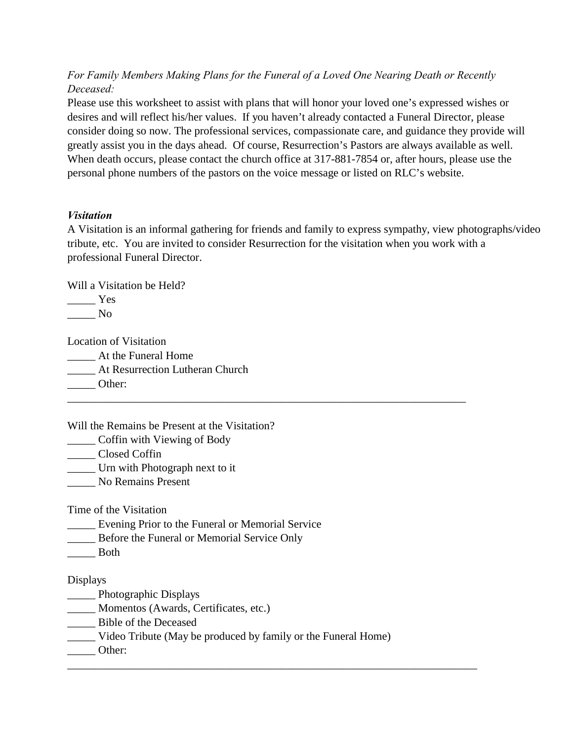*For Family Members Making Plans for the Funeral of a Loved One Nearing Death or Recently Deceased:*

Please use this worksheet to assist with plans that will honor your loved one's expressed wishes or desires and will reflect his/her values. If you haven't already contacted a Funeral Director, please consider doing so now. The professional services, compassionate care, and guidance they provide will greatly assist you in the days ahead. Of course, Resurrection's Pastors are always available as well. When death occurs, please contact the church office at 317-881-7854 or, after hours, please use the personal phone numbers of the pastors on the voice message or listed on RLC's website.

***Visitation***

A Visitation is an informal gathering for friends and family to express sympathy, view photographs/video tribute, etc. You are invited to consider Resurrection for the visitation when you work with a professional Funeral Director.

Will a Visitation be Held?

_____ Yes  
_____ No

Location of Visitation

_____ At the Funeral Home  
_____ At Resurrection Lutheran Church  
_____ Other:  
___________________________________________________________________________

Will the Remains be Present at the Visitation?

_____ Coffin with Viewing of Body  
_____ Closed Coffin  
_____ Urn with Photograph next to it  
_____ No Remains Present

Time of the Visitation

_____ Evening Prior to the Funeral or Memorial Service  
_____ Before the Funeral or Memorial Service Only  
_____ Both

Displays

_____ Photographic Displays  
_____ Momentos (Awards, Certificates, etc.)  
_____ Bible of the Deceased  
_____ Video Tribute (May be produced by family or the Funeral Home)  
_____ Other:  
___________________________________________________________________________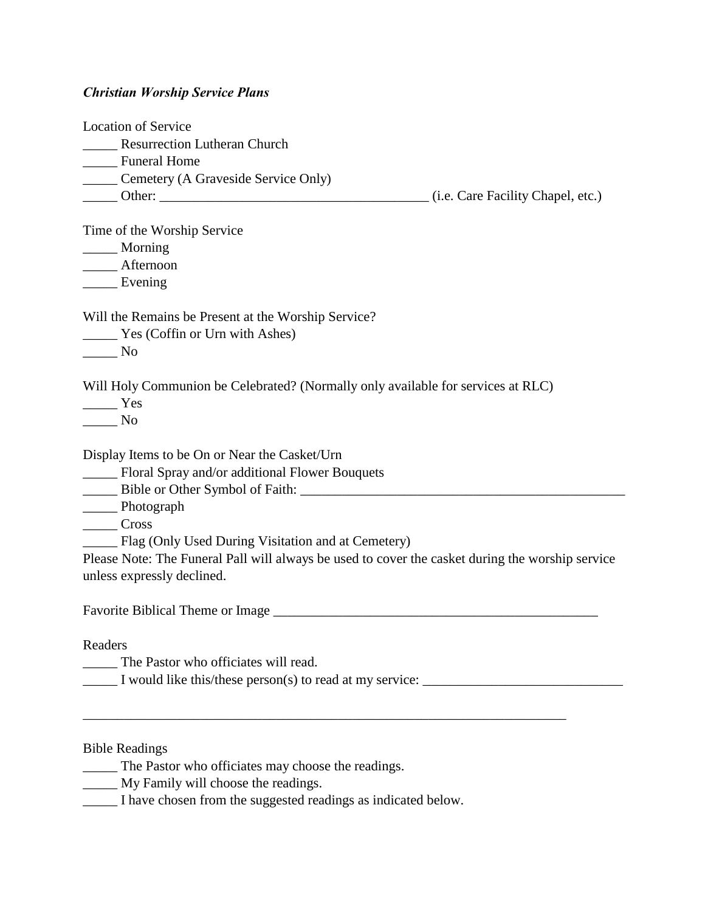***Christian Worship Service Plans***

Location of Service
_____ Resurrection Lutheran Church
_____ Funeral Home
_____ Cemetery (A Graveside Service Only)
_____ Other: _______________________________________ (i.e. Care Facility Chapel, etc.)

Time of the Worship Service
_____ Morning
_____ Afternoon
_____ Evening

Will the Remains be Present at the Worship Service?
_____ Yes (Coffin or Urn with Ashes)
_____ No

Will Holy Communion be Celebrated? (Normally only available for services at RLC)
_____ Yes
_____ No

Display Items to be On or Near the Casket/Urn
_____ Floral Spray and/or additional Flower Bouquets
_____ Bible or Other Symbol of Faith: _________________________________________________
_____ Photograph
_____ Cross
_____ Flag (Only Used During Visitation and at Cemetery)
Please Note: The Funeral Pall will always be used to cover the casket during the worship service unless expressly declined.

Favorite Biblical Theme or Image ________________________________________________

Readers
_____ The Pastor who officiates will read.
_____ I would like this/these person(s) to read at my service: ____________________________

_________________________________________________________________________

Bible Readings
_____ The Pastor who officiates may choose the readings.
_____ My Family will choose the readings.
_____ I have chosen from the suggested readings as indicated below.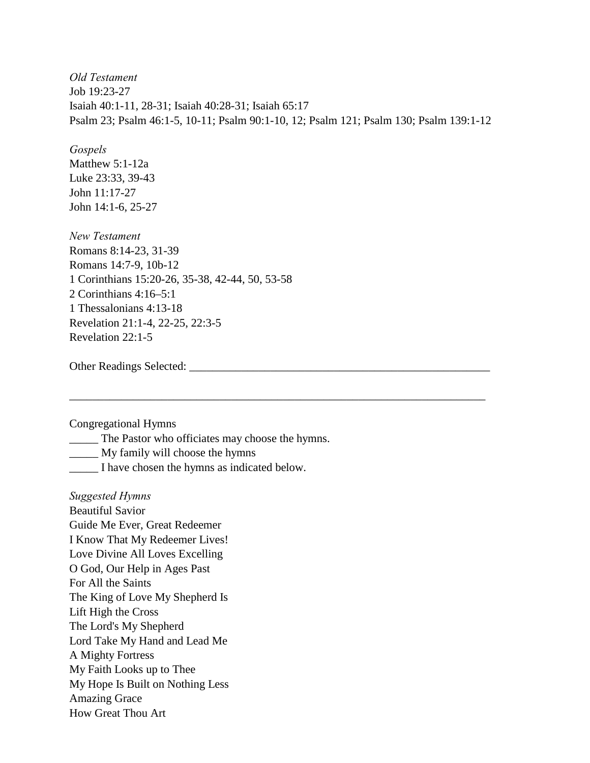*Old Testament*
Job 19:23-27
Isaiah 40:1-11, 28-31; Isaiah 40:28-31; Isaiah 65:17
Psalm 23; Psalm 46:1-5, 10-11; Psalm 90:1-10, 12; Psalm 121; Psalm 130; Psalm 139:1-12

*Gospels*
Matthew 5:1-12a
Luke 23:33, 39-43
John 11:17-27
John 14:1-6, 25-27

*New Testament*
Romans 8:14-23, 31-39
Romans 14:7-9, 10b-12
1 Corinthians 15:20-26, 35-38, 42-44, 50, 53-58
2 Corinthians 4:16–5:1
1 Thessalonians 4:13-18
Revelation 21:1-4, 22-25, 22:3-5
Revelation 22:1-5

Other Readings Selected: _______________________________________________________

___________________________________________________________________________

Congregational Hymns
_____ The Pastor who officiates may choose the hymns.
_____ My family will choose the hymns
_____ I have chosen the hymns as indicated below.

*Suggested Hymns*
Beautiful Savior
Guide Me Ever, Great Redeemer
I Know That My Redeemer Lives!
Love Divine All Loves Excelling
O God, Our Help in Ages Past
For All the Saints
The King of Love My Shepherd Is
Lift High the Cross
The Lord's My Shepherd
Lord Take My Hand and Lead Me
A Mighty Fortress
My Faith Looks up to Thee
My Hope Is Built on Nothing Less
Amazing Grace
How Great Thou Art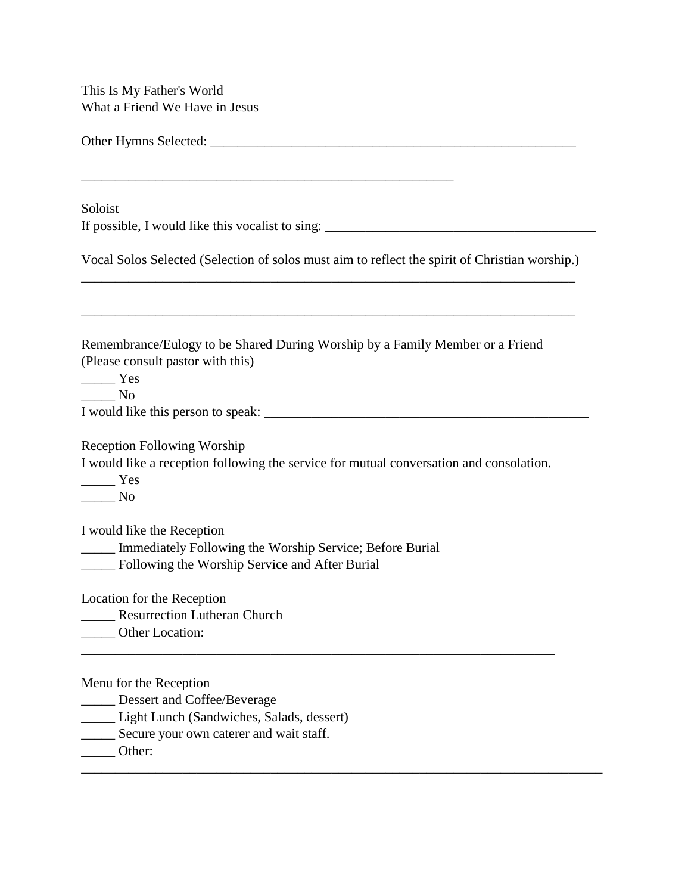This Is My Father's World
What a Friend We Have in Jesus

Other Hymns Selected: ________________________________________________________

_________________________________________________________

Soloist
If possible, I would like this vocalist to sing: ________________________________________

Vocal Solos Selected (Selection of solos must aim to reflect the spirit of Christian worship.)
____________________________________________________________________________

____________________________________________________________________________

Remembrance/Eulogy to be Shared During Worship by a Family Member or a Friend
(Please consult pastor with this)
_____ Yes
_____ No
I would like this person to speak: __________________________________________________

Reception Following Worship
I would like a reception following the service for mutual conversation and consolation.
_____ Yes
_____ No

I would like the Reception
_____ Immediately Following the Worship Service; Before Burial
_____ Following the Worship Service and After Burial

Location for the Reception
_____ Resurrection Lutheran Church
_____ Other Location:
_________________________________________________________________________

Menu for the Reception
_____ Dessert and Coffee/Beverage
_____ Light Lunch (Sandwiches, Salads, dessert)
_____ Secure your own caterer and wait staff.
_____ Other:
________________________________________________________________________________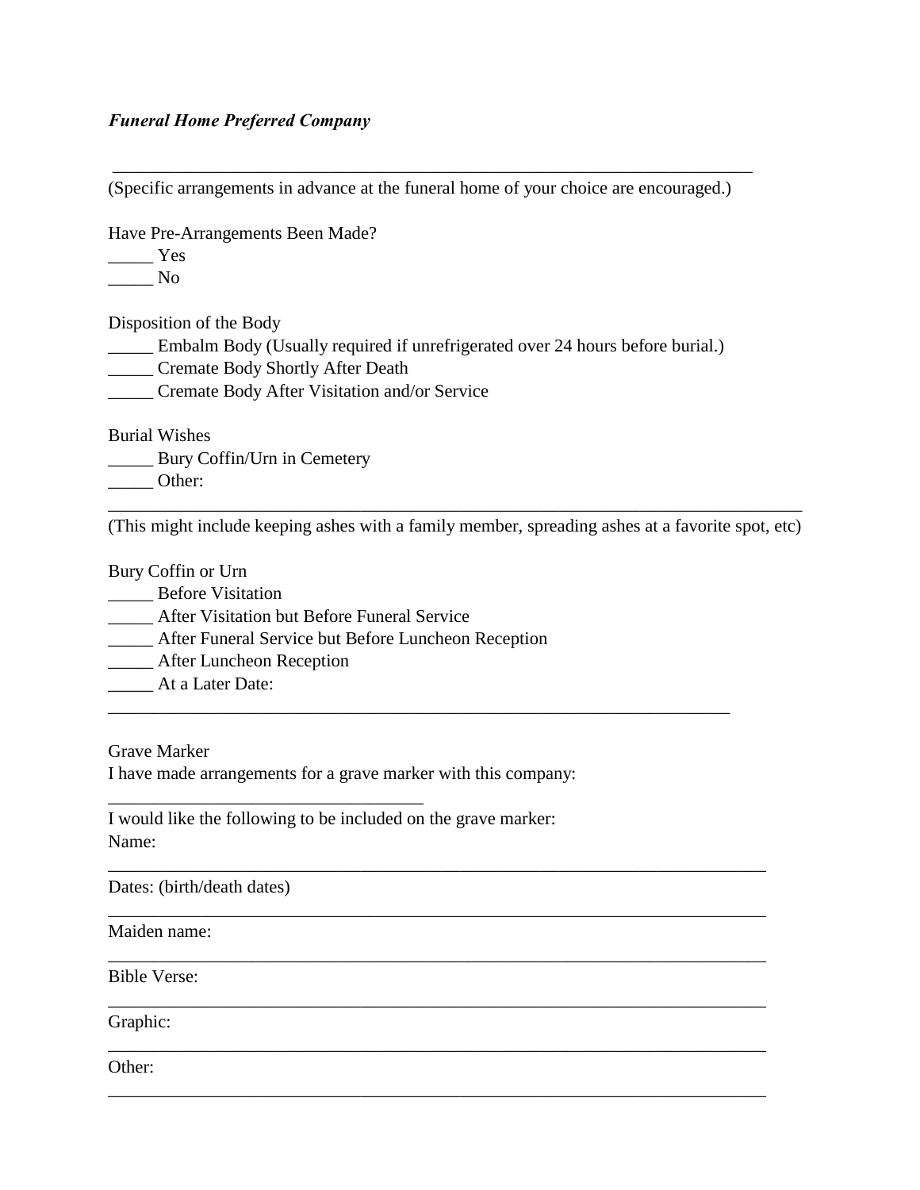***Funeral Home Preferred Company***

___________________________________________________________________________

(Specific arrangements in advance at the funeral home of your choice are encouraged.)

Have Pre-Arrangements Been Made?

_____ Yes

_____ No

Disposition of the Body

_____ Embalm Body (Usually required if unrefrigerated over 24 hours before burial.)

_____ Cremate Body Shortly After Death

_____ Cremate Body After Visitation and/or Service

Burial Wishes

_____ Bury Coffin/Urn in Cemetery

_____ Other:

________________________________________________________________________________

(This might include keeping ashes with a family member, spreading ashes at a favorite spot, etc)

Bury Coffin or Urn

_____ Before Visitation

_____ After Visitation but Before Funeral Service

_____ After Funeral Service but Before Luncheon Reception

_____ After Luncheon Reception

_____ At a Later Date:

________________________________________________________________________

Grave Marker

I have made arrangements for a grave marker with this company:

____________________________________

I would like the following to be included on the grave marker:

Name:

____________________________________________________________________________

Dates: (birth/death dates)

____________________________________________________________________________

Maiden name:

____________________________________________________________________________

Bible Verse:

____________________________________________________________________________

Graphic:

____________________________________________________________________________

Other:

____________________________________________________________________________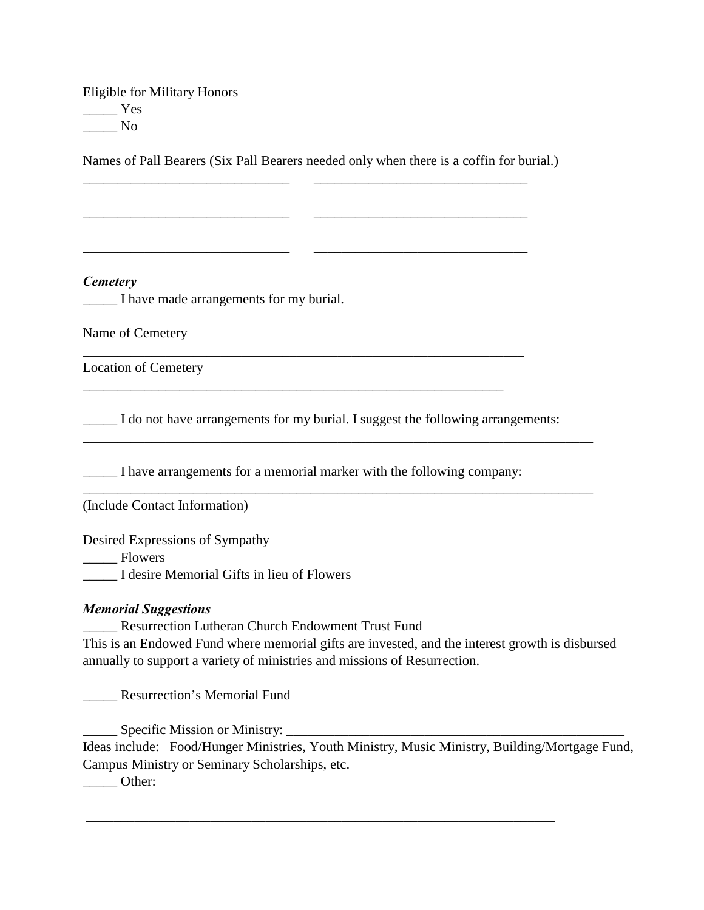Eligible for Military Honors
_____ Yes
_____ No

Names of Pall Bearers (Six Pall Bearers needed only when there is a coffin for burial.)

______________________________ ______________________________

______________________________ ______________________________

______________________________ ______________________________

***Cemetery***

_____ I have made arrangements for my burial.

Name of Cemetery

_________________________________________________________________

Location of Cemetery

______________________________________________________________

_____ I do not have arrangements for my burial. I suggest the following arrangements:

___________________________________________________________________________

_____ I have arrangements for a memorial marker with the following company:

___________________________________________________________________________

(Include Contact Information)

Desired Expressions of Sympathy
_____ Flowers
_____ I desire Memorial Gifts in lieu of Flowers

***Memorial Suggestions***

_____ Resurrection Lutheran Church Endowment Trust Fund
This is an Endowed Fund where memorial gifts are invested, and the interest growth is disbursed annually to support a variety of ministries and missions of Resurrection.

_____ Resurrection's Memorial Fund

_____ Specific Mission or Ministry: __________________________________________________
Ideas include: Food/Hunger Ministries, Youth Ministry, Music Ministry, Building/Mortgage Fund, Campus Ministry or Seminary Scholarships, etc.
_____ Other:

______________________________________________________________________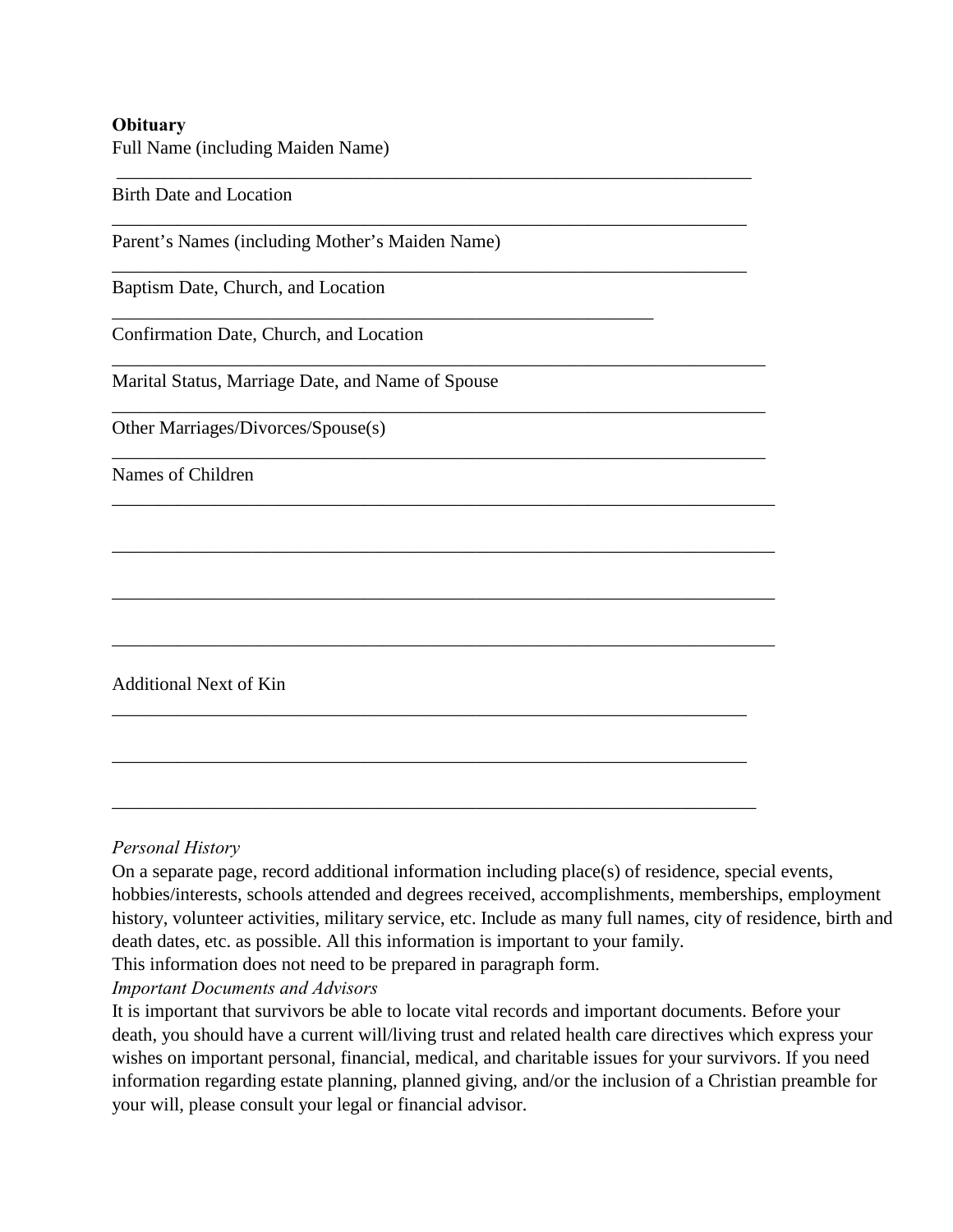**Obituary**

Full Name (including Maiden Name)

________________________________________________________________________

Birth Date and Location

________________________________________________________________________

Parent's Names (including Mother's Maiden Name)

________________________________________________________________________

Baptism Date, Church, and Location

____________________________________________________________

Confirmation Date, Church, and Location

________________________________________________________________________

Marital Status, Marriage Date, and Name of Spouse

________________________________________________________________________

Other Marriages/Divorces/Spouse(s)

________________________________________________________________________

Names of Children

________________________________________________________________________

________________________________________________________________________

________________________________________________________________________

________________________________________________________________________

Additional Next of Kin

________________________________________________________________________

________________________________________________________________________

________________________________________________________________________

*Personal History*

On a separate page, record additional information including place(s) of residence, special events, hobbies/interests, schools attended and degrees received, accomplishments, memberships, employment history, volunteer activities, military service, etc. Include as many full names, city of residence, birth and death dates, etc. as possible. All this information is important to your family.

This information does not need to be prepared in paragraph form.

*Important Documents and Advisors*

It is important that survivors be able to locate vital records and important documents. Before your death, you should have a current will/living trust and related health care directives which express your wishes on important personal, financial, medical, and charitable issues for your survivors. If you need information regarding estate planning, planned giving, and/or the inclusion of a Christian preamble for your will, please consult your legal or financial advisor.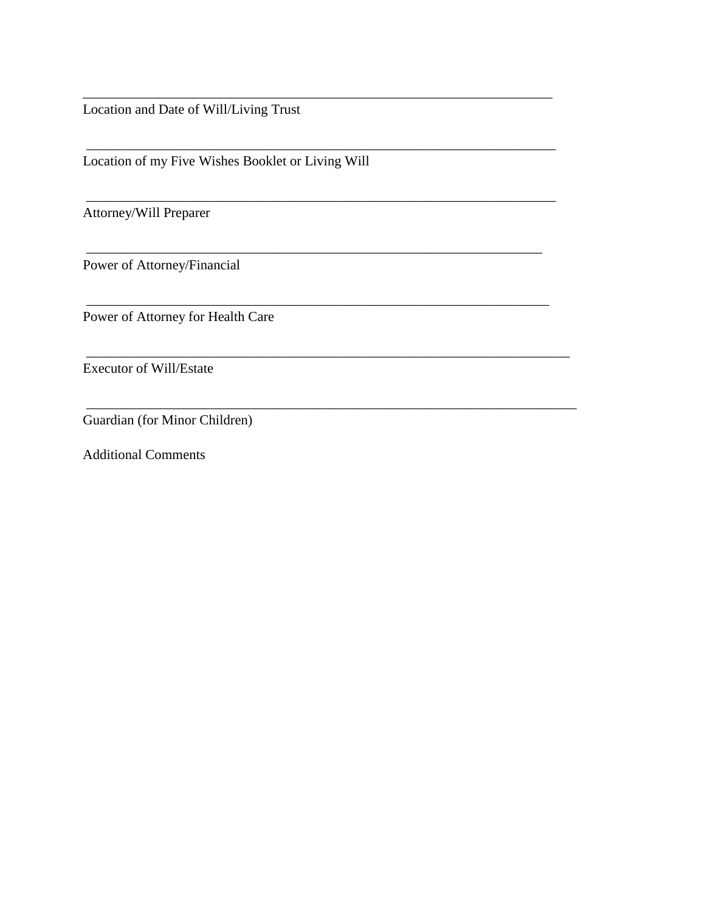______________________________________________________________________

Location and Date of Will/Living Trust

______________________________________________________________________

Location of my Five Wishes Booklet or Living Will

______________________________________________________________________

Attorney/Will Preparer

____________________________________________________________________

Power of Attorney/Financial

_____________________________________________________________________

Power of Attorney for Health Care

________________________________________________________________________

Executor of Will/Estate

_________________________________________________________________________

Guardian (for Minor Children)

Additional Comments